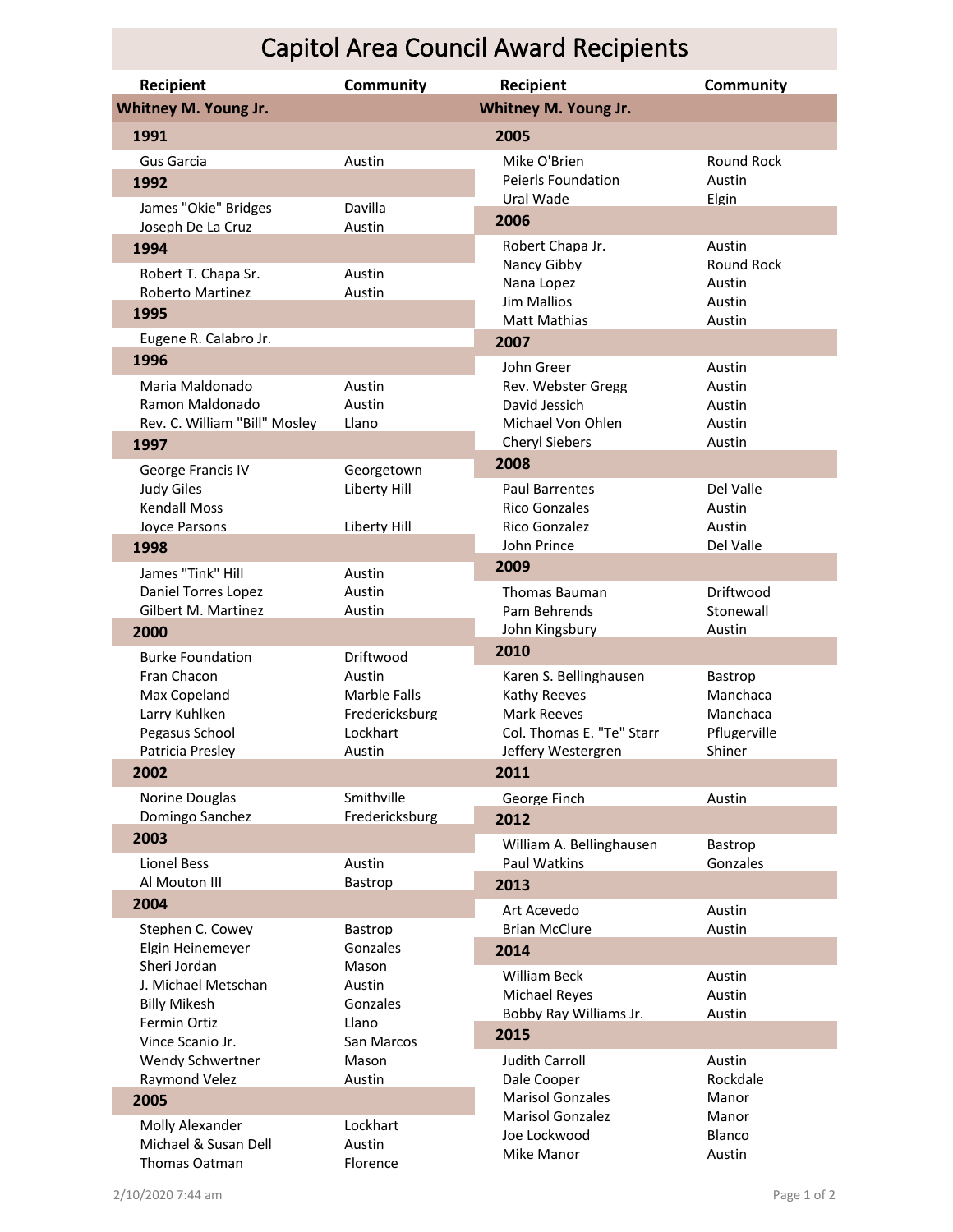# Capitol Area Council Award Recipients

## Whitney M. Young Jr.

| Recipient | Community |
|---|---|
| **1991** | |
| Gus Garcia | Austin |
| **1992** | |
| James "Okie" Bridges | Davilla |
| Joseph De La Cruz | Austin |
| **1994** | |
| Robert T. Chapa Sr. | Austin |
| Roberto Martinez | Austin |
| **1995** | |
| Eugene R. Calabro Jr. | |
| **1996** | |
| Maria Maldonado | Austin |
| Ramon Maldonado | Austin |
| Rev. C. William "Bill" Mosley | Llano |
| **1997** | |
| George Francis IV | Georgetown |
| Judy Giles | Liberty Hill |
| Kendall Moss | |
| Joyce Parsons | Liberty Hill |
| **1998** | |
| James "Tink" Hill | Austin |
| Daniel Torres Lopez | Austin |
| Gilbert M. Martinez | Austin |
| **2000** | |
| Burke Foundation | Driftwood |
| Fran Chacon | Austin |
| Max Copeland | Marble Falls |
| Larry Kuhlken | Fredericksburg |
| Pegasus School | Lockhart |
| Patricia Presley | Austin |
| **2002** | |
| Norine Douglas | Smithville |
| Domingo Sanchez | Fredericksburg |
| **2003** | |
| Lionel Bess | Austin |
| Al Mouton III | Bastrop |
| **2004** | |
| Stephen C. Cowey | Bastrop |
| Elgin Heinemeyer | Gonzales |
| Sheri Jordan | Mason |
| J. Michael Metschan | Austin |
| Billy Mikesh | Gonzales |
| Fermin Ortiz | Llano |
| Vince Scanio Jr. | San Marcos |
| Wendy Schwertner | Mason |
| Raymond Velez | Austin |
| **2005** | |
| Molly Alexander | Lockhart |
| Michael & Susan Dell | Austin |
| Thomas Oatman | Florence |
| Mike O'Brien | Round Rock |
| Peierls Foundation | Austin |
| Ural Wade | Elgin |
| **2006** | |
| Robert Chapa Jr. | Austin |
| Nancy Gibby | Round Rock |
| Nana Lopez | Austin |
| Jim Mallios | Austin |
| Matt Mathias | Austin |
| **2007** | |
| John Greer | Austin |
| Rev. Webster Gregg | Austin |
| David Jessich | Austin |
| Michael Von Ohlen | Austin |
| Cheryl Siebers | Austin |
| **2008** | |
| Paul Barrentes | Del Valle |
| Rico Gonzales | Austin |
| Rico Gonzalez | Austin |
| John Prince | Del Valle |
| **2009** | |
| Thomas Bauman | Driftwood |
| Pam Behrends | Stonewall |
| John Kingsbury | Austin |
| **2010** | |
| Karen S. Bellinghausen | Bastrop |
| Kathy Reeves | Manchaca |
| Mark Reeves | Manchaca |
| Col. Thomas E. "Te" Starr | Pflugerville |
| Jeffery Westergren | Shiner |
| **2011** | |
| George Finch | Austin |
| **2012** | |
| William A. Bellinghausen | Bastrop |
| Paul Watkins | Gonzales |
| **2013** | |
| Art Acevedo | Austin |
| Brian McClure | Austin |
| **2014** | |
| William Beck | Austin |
| Michael Reyes | Austin |
| Bobby Ray Williams Jr. | Austin |
| **2015** | |
| Judith Carroll | Austin |
| Dale Cooper | Rockdale |
| Marisol Gonzales | Manor |
| Marisol Gonzalez | Manor |
| Joe Lockwood | Blanco |
| Mike Manor | Austin |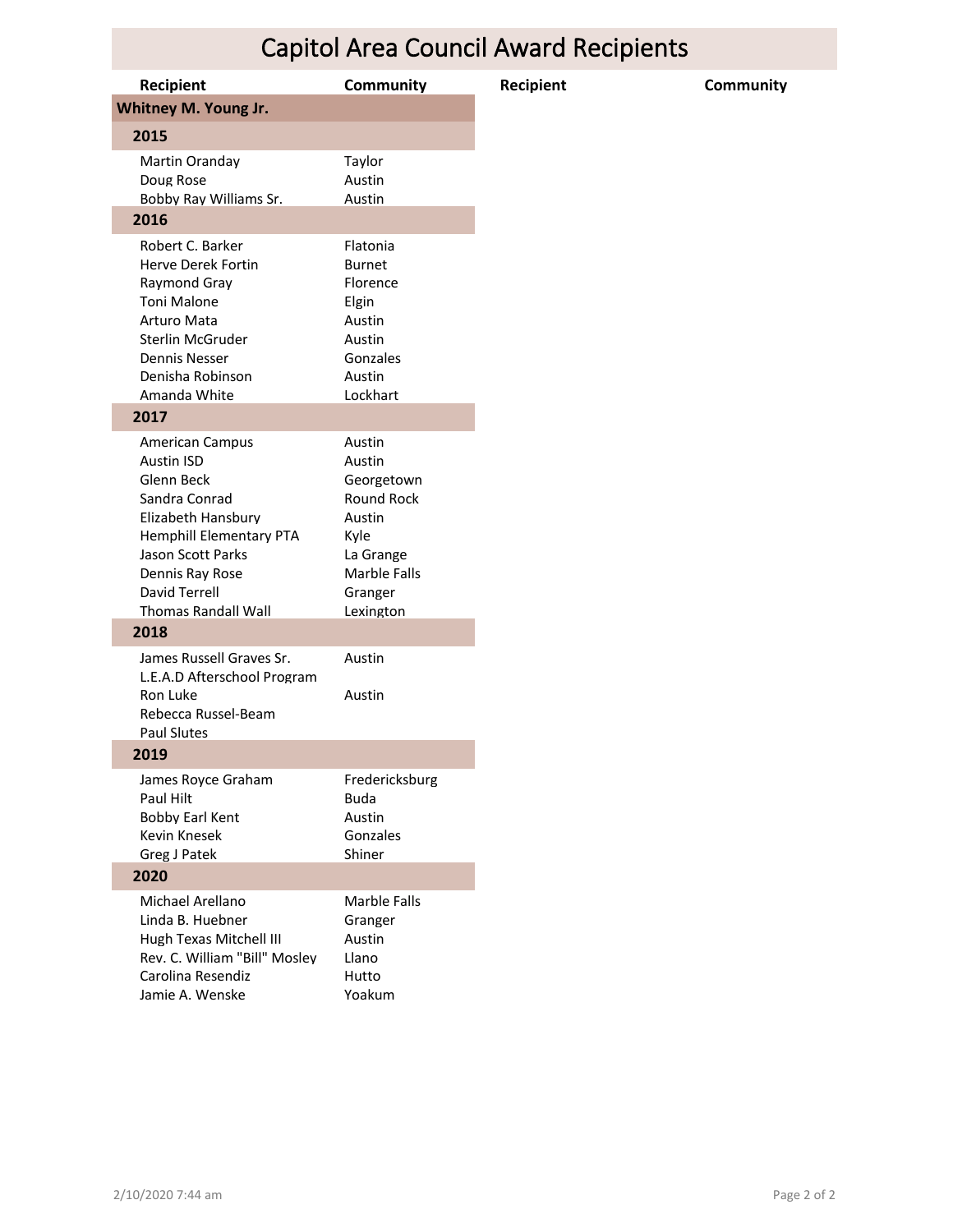# Capitol Area Council Award Recipients

| Recipient | Community |
|---|---|
| **Whitney M. Young Jr.** | |
| **2015** | |
| Martin Oranday | Taylor |
| Doug Rose | Austin |
| Bobby Ray Williams Sr. | Austin |
| **2016** | |
| Robert C. Barker | Flatonia |
| Herve Derek Fortin | Burnet |
| Raymond Gray | Florence |
| Toni Malone | Elgin |
| Arturo Mata | Austin |
| Sterlin McGruder | Austin |
| Dennis Nesser | Gonzales |
| Denisha Robinson | Austin |
| Amanda White | Lockhart |
| **2017** | |
| American Campus | Austin |
| Austin ISD | Austin |
| Glenn Beck | Georgetown |
| Sandra Conrad | Round Rock |
| Elizabeth Hansbury | Austin |
| Hemphill Elementary PTA | Kyle |
| Jason Scott Parks | La Grange |
| Dennis Ray Rose | Marble Falls |
| David Terrell | Granger |
| Thomas Randall Wall | Lexington |
| **2018** | |
| James Russell Graves Sr. | Austin |
| L.E.A.D Afterschool Program | |
| Ron Luke | Austin |
| Rebecca Russel-Beam | |
| Paul Slutes | |
| **2019** | |
| James Royce Graham | Fredericksburg |
| Paul Hilt | Buda |
| Bobby Earl Kent | Austin |
| Kevin Knesek | Gonzales |
| Greg J Patek | Shiner |
| **2020** | |
| Michael Arellano | Marble Falls |
| Linda B. Huebner | Granger |
| Hugh Texas Mitchell III | Austin |
| Rev. C. William "Bill" Mosley | Llano |
| Carolina Resendiz | Hutto |
| Jamie A. Wenske | Yoakum |

2/10/2020 7:44 am